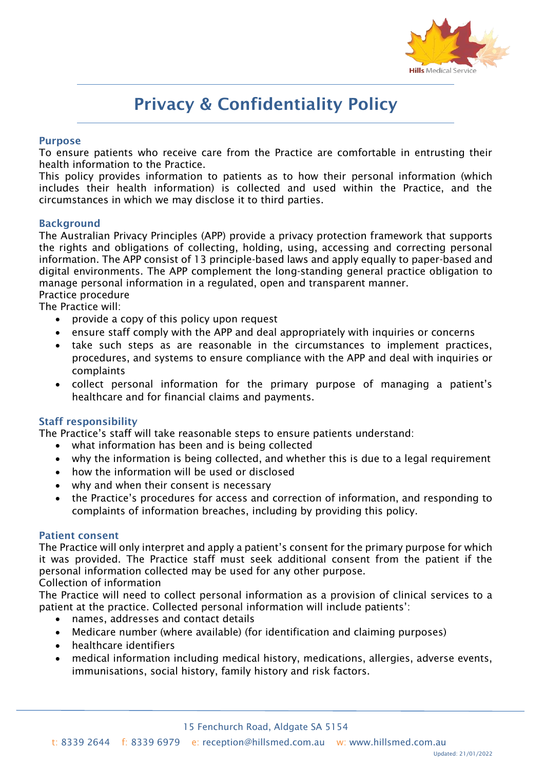# Privacy & Confidentiality Policy

## Purpose

To ensure patients who receive care from the Practice are comfortable in entrusting their health information to the Practice.

This policy provides information to patients as to how their personal information (which includes their health information) is collected and used within the Practice, and the circumstances in which we may disclose it to third parties.

## Background

The Australian Privacy Principles (APP) provide a privacy protection framework that supports the rights and obligations of collecting, holding, using, accessing and correcting personal information. The APP consist of 13 principle-based laws and apply equally to paper-based and digital environments. The APP complement the long-standing general practice obligation to manage personal information in a regulated, open and transparent manner.

Practice procedure

The Practice will:

- provide a copy of this policy upon request
- ensure staff comply with the APP and deal appropriately with inquiries or concerns
- take such steps as are reasonable in the circumstances to implement practices, procedures, and systems to ensure compliance with the APP and deal with inquiries or complaints
- collect personal information for the primary purpose of managing a patient's healthcare and for financial claims and payments.

## Staff responsibility

The Practice's staff will take reasonable steps to ensure patients understand:

- what information has been and is being collected
- why the information is being collected, and whether this is due to a legal requirement
- how the information will be used or disclosed
- why and when their consent is necessary
- the Practice's procedures for access and correction of information, and responding to complaints of information breaches, including by providing this policy.

## Patient consent

The Practice will only interpret and apply a patient's consent for the primary purpose for which it was provided. The Practice staff must seek additional consent from the patient if the personal information collected may be used for any other purpose.

Collection of information

The Practice will need to collect personal information as a provision of clinical services to a patient at the practice. Collected personal information will include patients':

- names, addresses and contact details
- Medicare number (where available) (for identification and claiming purposes)
- healthcare identifiers
- medical information including medical history, medications, allergies, adverse events, immunisations, social history, family history and risk factors.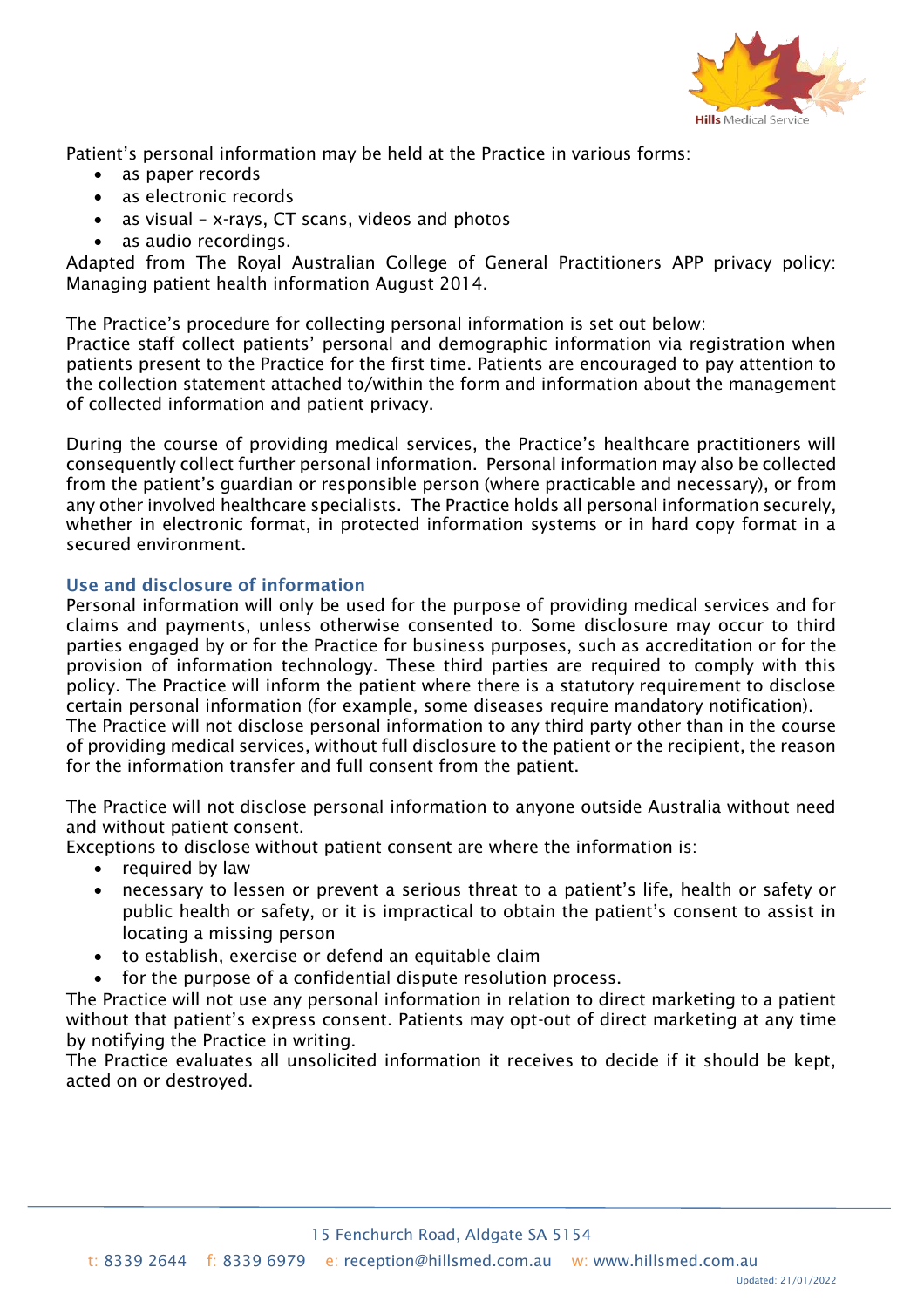Patient's personal information may be held at the Practice in various forms:

- as paper records
- as electronic records
- as visual – x-rays, CT scans, videos and photos
- as audio recordings.

Adapted from The Royal Australian College of General Practitioners APP privacy policy: Managing patient health information August 2014.

The Practice's procedure for collecting personal information is set out below:
Practice staff collect patients' personal and demographic information via registration when patients present to the Practice for the first time. Patients are encouraged to pay attention to the collection statement attached to/within the form and information about the management of collected information and patient privacy.

During the course of providing medical services, the Practice's healthcare practitioners will consequently collect further personal information. Personal information may also be collected from the patient's guardian or responsible person (where practicable and necessary), or from any other involved healthcare specialists. The Practice holds all personal information securely, whether in electronic format, in protected information systems or in hard copy format in a secured environment.

## Use and disclosure of information

Personal information will only be used for the purpose of providing medical services and for claims and payments, unless otherwise consented to. Some disclosure may occur to third parties engaged by or for the Practice for business purposes, such as accreditation or for the provision of information technology. These third parties are required to comply with this policy. The Practice will inform the patient where there is a statutory requirement to disclose certain personal information (for example, some diseases require mandatory notification).
The Practice will not disclose personal information to any third party other than in the course of providing medical services, without full disclosure to the patient or the recipient, the reason for the information transfer and full consent from the patient.

The Practice will not disclose personal information to anyone outside Australia without need and without patient consent.
Exceptions to disclose without patient consent are where the information is:

- required by law
- necessary to lessen or prevent a serious threat to a patient's life, health or safety or public health or safety, or it is impractical to obtain the patient's consent to assist in locating a missing person
- to establish, exercise or defend an equitable claim
- for the purpose of a confidential dispute resolution process.

The Practice will not use any personal information in relation to direct marketing to a patient without that patient's express consent. Patients may opt-out of direct marketing at any time by notifying the Practice in writing.
The Practice evaluates all unsolicited information it receives to decide if it should be kept, acted on or destroyed.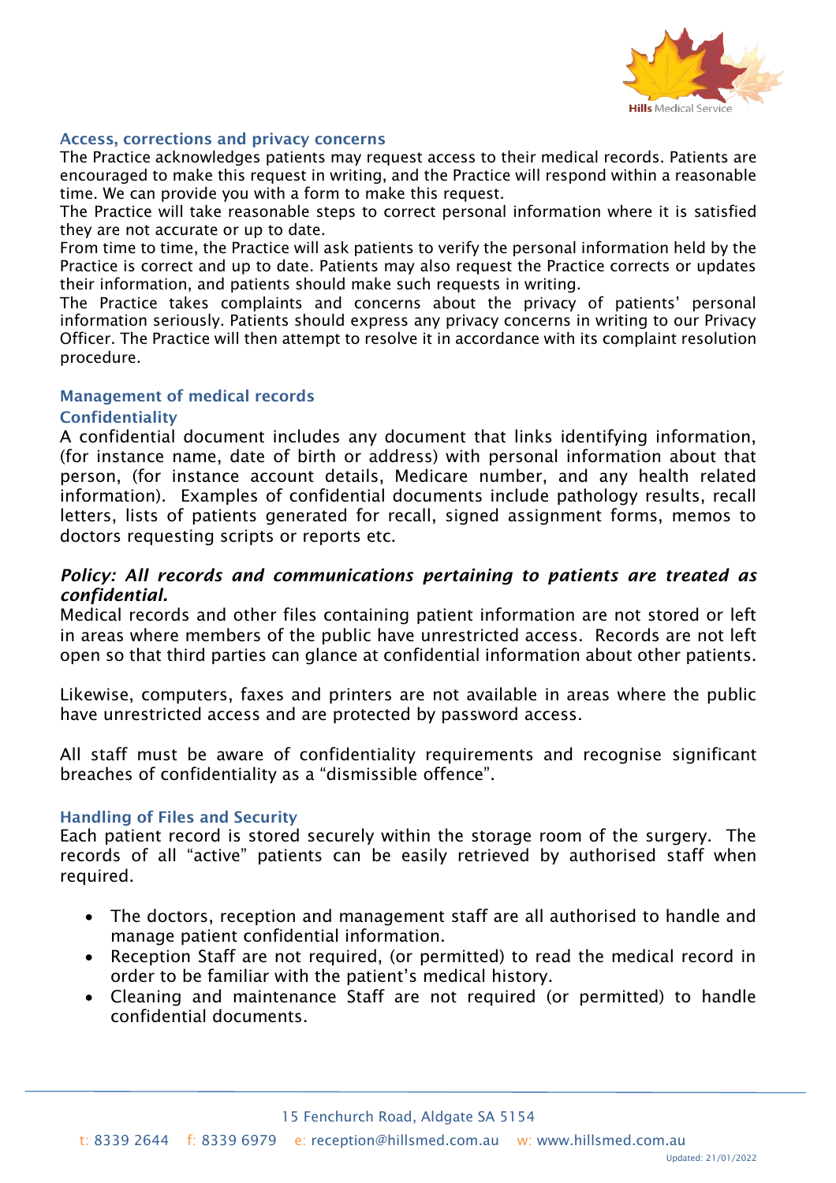### Access, corrections and privacy concerns

The Practice acknowledges patients may request access to their medical records. Patients are encouraged to make this request in writing, and the Practice will respond within a reasonable time. We can provide you with a form to make this request.

The Practice will take reasonable steps to correct personal information where it is satisfied they are not accurate or up to date.

From time to time, the Practice will ask patients to verify the personal information held by the Practice is correct and up to date. Patients may also request the Practice corrects or updates their information, and patients should make such requests in writing.

The Practice takes complaints and concerns about the privacy of patients' personal information seriously. Patients should express any privacy concerns in writing to our Privacy Officer. The Practice will then attempt to resolve it in accordance with its complaint resolution procedure.

### Management of medical records

### Confidentiality

A confidential document includes any document that links identifying information, (for instance name, date of birth or address) with personal information about that person, (for instance account details, Medicare number, and any health related information). Examples of confidential documents include pathology results, recall letters, lists of patients generated for recall, signed assignment forms, memos to doctors requesting scripts or reports etc.

***Policy: All records and communications pertaining to patients are treated as confidential.***

Medical records and other files containing patient information are not stored or left in areas where members of the public have unrestricted access. Records are not left open so that third parties can glance at confidential information about other patients.

Likewise, computers, faxes and printers are not available in areas where the public have unrestricted access and are protected by password access.

All staff must be aware of confidentiality requirements and recognise significant breaches of confidentiality as a "dismissible offence".

### Handling of Files and Security

Each patient record is stored securely within the storage room of the surgery. The records of all "active" patients can be easily retrieved by authorised staff when required.

- The doctors, reception and management staff are all authorised to handle and manage patient confidential information.
- Reception Staff are not required, (or permitted) to read the medical record in order to be familiar with the patient's medical history.
- Cleaning and maintenance Staff are not required (or permitted) to handle confidential documents.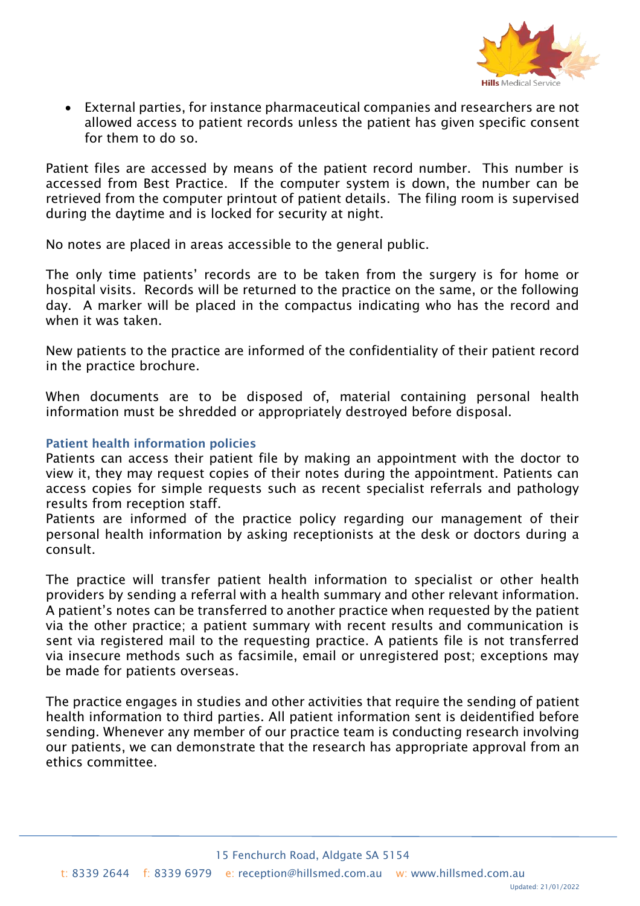- External parties, for instance pharmaceutical companies and researchers are not allowed access to patient records unless the patient has given specific consent for them to do so.

Patient files are accessed by means of the patient record number. This number is accessed from Best Practice. If the computer system is down, the number can be retrieved from the computer printout of patient details. The filing room is supervised during the daytime and is locked for security at night.

No notes are placed in areas accessible to the general public.

The only time patients' records are to be taken from the surgery is for home or hospital visits. Records will be returned to the practice on the same, or the following day. A marker will be placed in the compactus indicating who has the record and when it was taken.

New patients to the practice are informed of the confidentiality of their patient record in the practice brochure.

When documents are to be disposed of, material containing personal health information must be shredded or appropriately destroyed before disposal.

### Patient health information policies

Patients can access their patient file by making an appointment with the doctor to view it, they may request copies of their notes during the appointment. Patients can access copies for simple requests such as recent specialist referrals and pathology results from reception staff.
Patients are informed of the practice policy regarding our management of their personal health information by asking receptionists at the desk or doctors during a consult.

The practice will transfer patient health information to specialist or other health providers by sending a referral with a health summary and other relevant information. A patient's notes can be transferred to another practice when requested by the patient via the other practice; a patient summary with recent results and communication is sent via registered mail to the requesting practice. A patients file is not transferred via insecure methods such as facsimile, email or unregistered post; exceptions may be made for patients overseas.

The practice engages in studies and other activities that require the sending of patient health information to third parties. All patient information sent is deidentified before sending. Whenever any member of our practice team is conducting research involving our patients, we can demonstrate that the research has appropriate approval from an ethics committee.